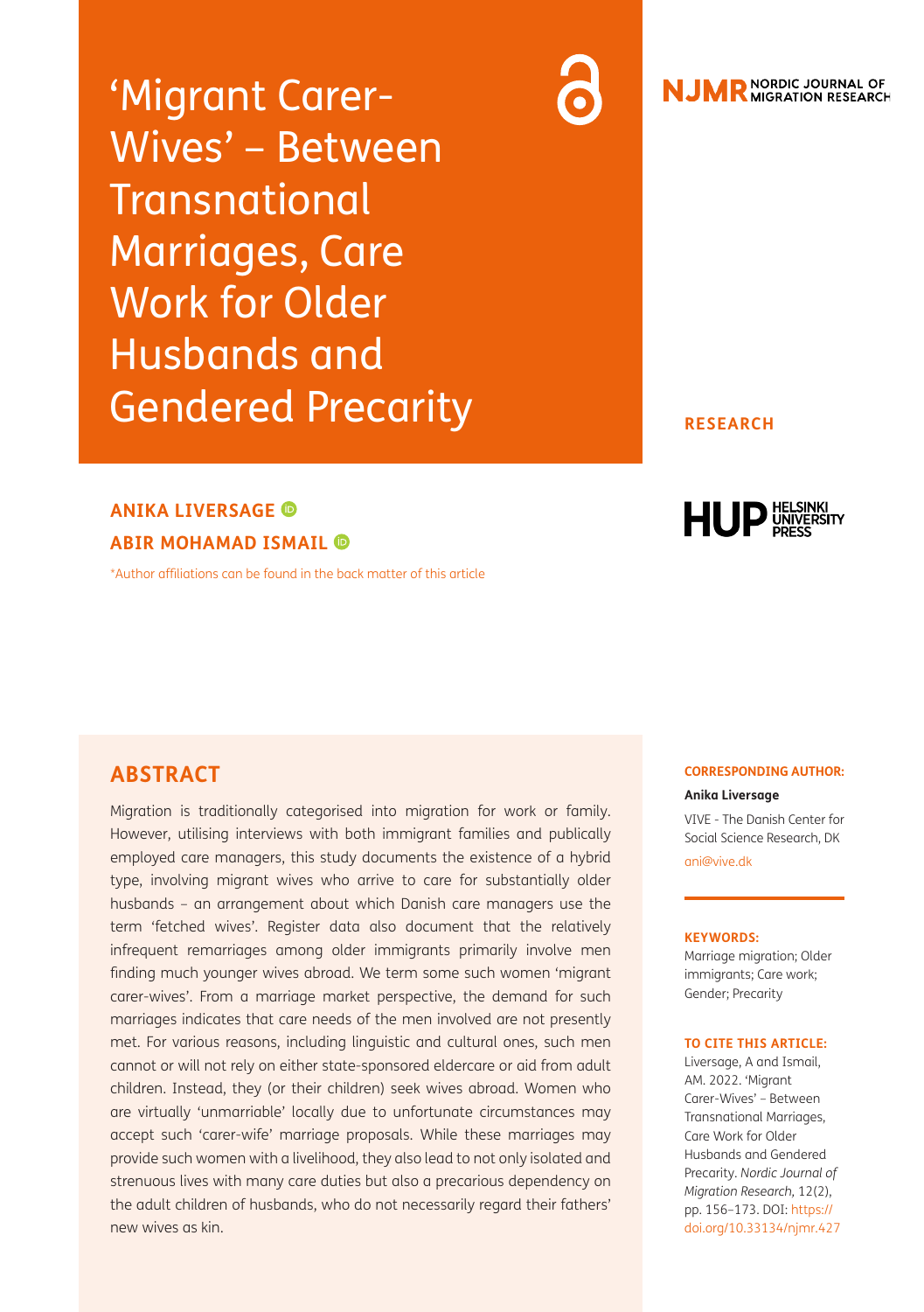# 'Migrant Carer-Wives' – Between Transnational Marriages, Care Work for Older Husbands and Gendered Precarity

**RESEARCH**

**ANIKA LIVERSAGE**

**ABIR MOHAMAD ISMAIL**

*Author affiliations can be found in the back matter of this article

## ABSTRACT

Migration is traditionally categorised into migration for work or family. However, utilising interviews with both immigrant families and publically employed care managers, this study documents the existence of a hybrid type, involving migrant wives who arrive to care for substantially older husbands – an arrangement about which Danish care managers use the term 'fetched wives'. Register data also document that the relatively infrequent remarriages among older immigrants primarily involve men finding much younger wives abroad. We term some such women 'migrant carer-wives'. From a marriage market perspective, the demand for such marriages indicates that care needs of the men involved are not presently met. For various reasons, including linguistic and cultural ones, such men cannot or will not rely on either state-sponsored eldercare or aid from adult children. Instead, they (or their children) seek wives abroad. Women who are virtually 'unmarriable' locally due to unfortunate circumstances may accept such 'carer-wife' marriage proposals. While these marriages may provide such women with a livelihood, they also lead to not only isolated and strenuous lives with many care duties but also a precarious dependency on the adult children of husbands, who do not necessarily regard their fathers' new wives as kin.

**CORRESPONDING AUTHOR:**

**Anika Liversage**

VIVE - The Danish Center for Social Science Research, DK

ani@vive.dk

**KEYWORDS:**

Marriage migration; Older immigrants; Care work; Gender; Precarity

**TO CITE THIS ARTICLE:**

Liversage, A and Ismail, AM. 2022. 'Migrant Carer-Wives' – Between Transnational Marriages, Care Work for Older Husbands and Gendered Precarity. *Nordic Journal of Migration Research,* 12(2), pp. 156–173. DOI: https://doi.org/10.33134/njmr.427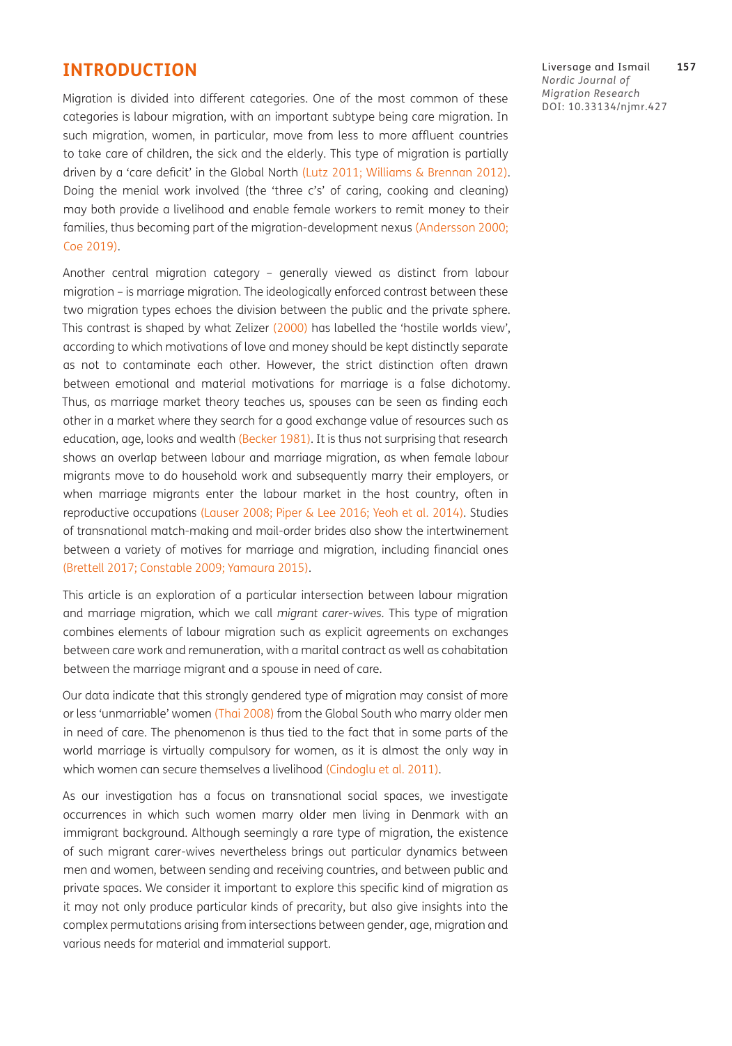## INTRODUCTION

Migration is divided into different categories. One of the most common of these categories is labour migration, with an important subtype being care migration. In such migration, women, in particular, move from less to more affluent countries to take care of children, the sick and the elderly. This type of migration is partially driven by a 'care deficit' in the Global North (Lutz 2011; Williams & Brennan 2012). Doing the menial work involved (the 'three c's' of caring, cooking and cleaning) may both provide a livelihood and enable female workers to remit money to their families, thus becoming part of the migration-development nexus (Andersson 2000; Coe 2019).

Another central migration category – generally viewed as distinct from labour migration – is marriage migration. The ideologically enforced contrast between these two migration types echoes the division between the public and the private sphere. This contrast is shaped by what Zelizer (2000) has labelled the 'hostile worlds view', according to which motivations of love and money should be kept distinctly separate as not to contaminate each other. However, the strict distinction often drawn between emotional and material motivations for marriage is a false dichotomy. Thus, as marriage market theory teaches us, spouses can be seen as finding each other in a market where they search for a good exchange value of resources such as education, age, looks and wealth (Becker 1981). It is thus not surprising that research shows an overlap between labour and marriage migration, as when female labour migrants move to do household work and subsequently marry their employers, or when marriage migrants enter the labour market in the host country, often in reproductive occupations (Lauser 2008; Piper & Lee 2016; Yeoh et al. 2014). Studies of transnational match-making and mail-order brides also show the intertwinement between a variety of motives for marriage and migration, including financial ones (Brettell 2017; Constable 2009; Yamaura 2015).

This article is an exploration of a particular intersection between labour migration and marriage migration, which we call *migrant carer-wives*. This type of migration combines elements of labour migration such as explicit agreements on exchanges between care work and remuneration, with a marital contract as well as cohabitation between the marriage migrant and a spouse in need of care.

Our data indicate that this strongly gendered type of migration may consist of more or less 'unmarriable' women (Thai 2008) from the Global South who marry older men in need of care. The phenomenon is thus tied to the fact that in some parts of the world marriage is virtually compulsory for women, as it is almost the only way in which women can secure themselves a livelihood (Cindoglu et al. 2011).

As our investigation has a focus on transnational social spaces, we investigate occurrences in which such women marry older men living in Denmark with an immigrant background. Although seemingly a rare type of migration, the existence of such migrant carer-wives nevertheless brings out particular dynamics between men and women, between sending and receiving countries, and between public and private spaces. We consider it important to explore this specific kind of migration as it may not only produce particular kinds of precarity, but also give insights into the complex permutations arising from intersections between gender, age, migration and various needs for material and immaterial support.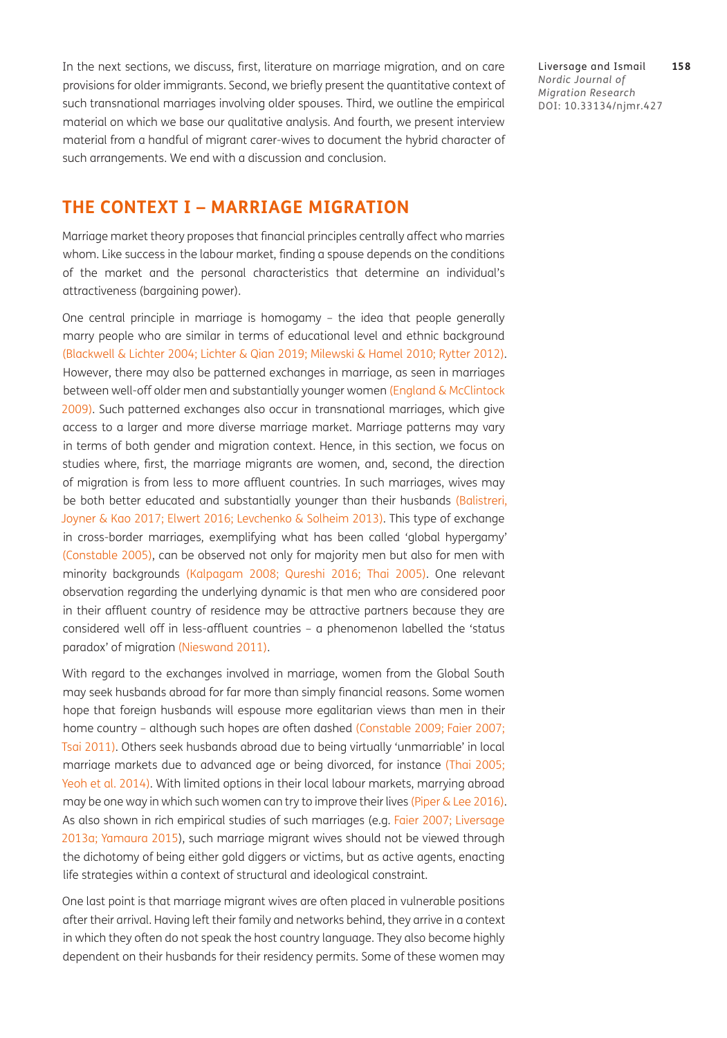In the next sections, we discuss, first, literature on marriage migration, and on care provisions for older immigrants. Second, we briefly present the quantitative context of such transnational marriages involving older spouses. Third, we outline the empirical material on which we base our qualitative analysis. And fourth, we present interview material from a handful of migrant carer-wives to document the hybrid character of such arrangements. We end with a discussion and conclusion.

## THE CONTEXT I – MARRIAGE MIGRATION

Marriage market theory proposes that financial principles centrally affect who marries whom. Like success in the labour market, finding a spouse depends on the conditions of the market and the personal characteristics that determine an individual's attractiveness (bargaining power).

One central principle in marriage is homogamy – the idea that people generally marry people who are similar in terms of educational level and ethnic background (Blackwell & Lichter 2004; Lichter & Qian 2019; Milewski & Hamel 2010; Rytter 2012). However, there may also be patterned exchanges in marriage, as seen in marriages between well-off older men and substantially younger women (England & McClintock 2009). Such patterned exchanges also occur in transnational marriages, which give access to a larger and more diverse marriage market. Marriage patterns may vary in terms of both gender and migration context. Hence, in this section, we focus on studies where, first, the marriage migrants are women, and, second, the direction of migration is from less to more affluent countries. In such marriages, wives may be both better educated and substantially younger than their husbands (Balistreri, Joyner & Kao 2017; Elwert 2016; Levchenko & Solheim 2013). This type of exchange in cross-border marriages, exemplifying what has been called 'global hypergamy' (Constable 2005), can be observed not only for majority men but also for men with minority backgrounds (Kalpagam 2008; Qureshi 2016; Thai 2005). One relevant observation regarding the underlying dynamic is that men who are considered poor in their affluent country of residence may be attractive partners because they are considered well off in less-affluent countries – a phenomenon labelled the 'status paradox' of migration (Nieswand 2011).

With regard to the exchanges involved in marriage, women from the Global South may seek husbands abroad for far more than simply financial reasons. Some women hope that foreign husbands will espouse more egalitarian views than men in their home country – although such hopes are often dashed (Constable 2009; Faier 2007; Tsai 2011). Others seek husbands abroad due to being virtually 'unmarriable' in local marriage markets due to advanced age or being divorced, for instance (Thai 2005; Yeoh et al. 2014). With limited options in their local labour markets, marrying abroad may be one way in which such women can try to improve their lives (Piper & Lee 2016). As also shown in rich empirical studies of such marriages (e.g. Faier 2007; Liversage 2013a; Yamaura 2015), such marriage migrant wives should not be viewed through the dichotomy of being either gold diggers or victims, but as active agents, enacting life strategies within a context of structural and ideological constraint.

One last point is that marriage migrant wives are often placed in vulnerable positions after their arrival. Having left their family and networks behind, they arrive in a context in which they often do not speak the host country language. They also become highly dependent on their husbands for their residency permits. Some of these women may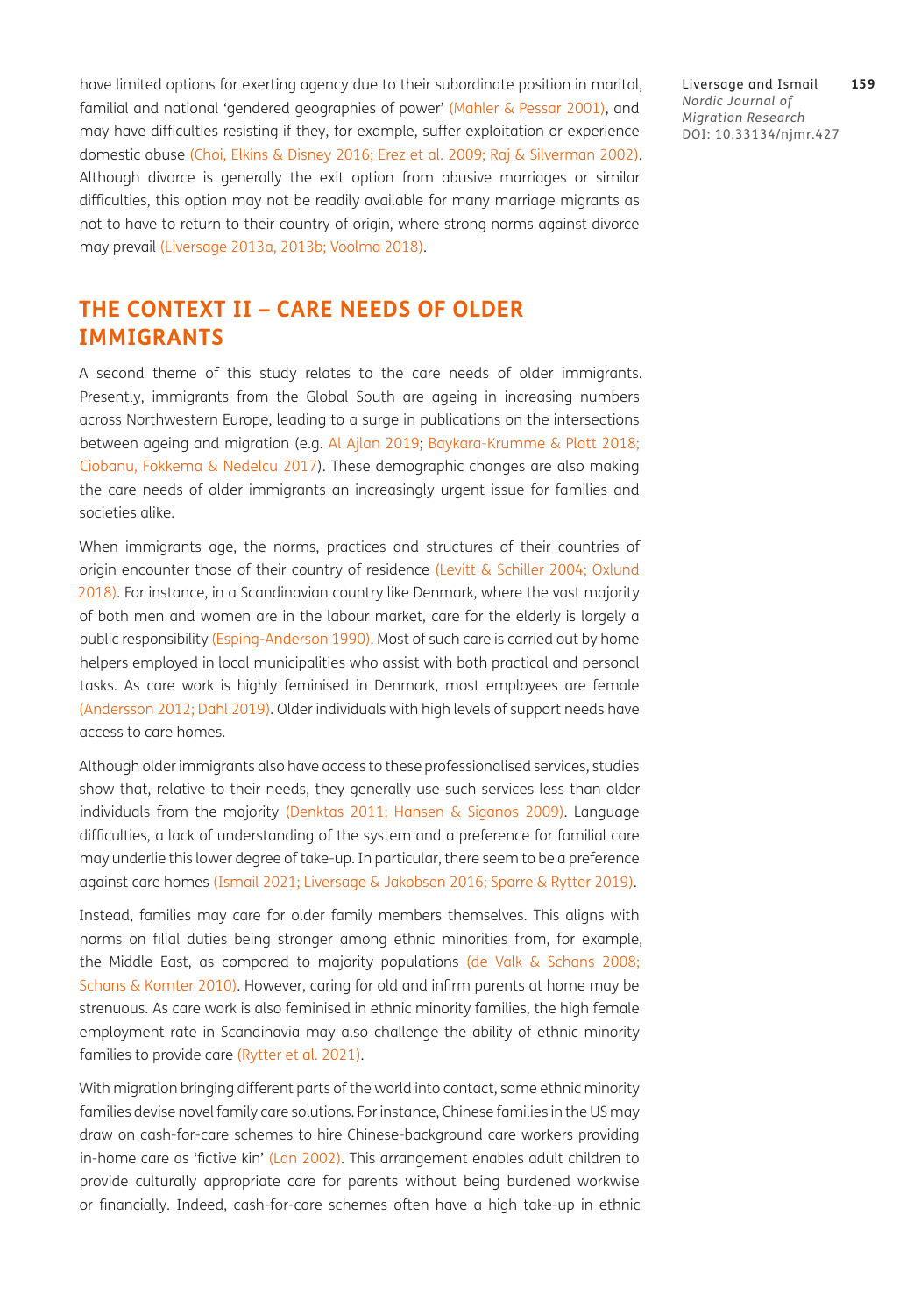have limited options for exerting agency due to their subordinate position in marital, familial and national 'gendered geographies of power' (Mahler & Pessar 2001), and may have difficulties resisting if they, for example, suffer exploitation or experience domestic abuse (Choi, Elkins & Disney 2016; Erez et al. 2009; Raj & Silverman 2002). Although divorce is generally the exit option from abusive marriages or similar difficulties, this option may not be readily available for many marriage migrants as not to have to return to their country of origin, where strong norms against divorce may prevail (Liversage 2013a, 2013b; Voolma 2018).

## THE CONTEXT II – CARE NEEDS OF OLDER IMMIGRANTS

A second theme of this study relates to the care needs of older immigrants. Presently, immigrants from the Global South are ageing in increasing numbers across Northwestern Europe, leading to a surge in publications on the intersections between ageing and migration (e.g. Al Ajlan 2019; Baykara-Krumme & Platt 2018; Ciobanu, Fokkema & Nedelcu 2017). These demographic changes are also making the care needs of older immigrants an increasingly urgent issue for families and societies alike.

When immigrants age, the norms, practices and structures of their countries of origin encounter those of their country of residence (Levitt & Schiller 2004; Oxlund 2018). For instance, in a Scandinavian country like Denmark, where the vast majority of both men and women are in the labour market, care for the elderly is largely a public responsibility (Esping-Anderson 1990). Most of such care is carried out by home helpers employed in local municipalities who assist with both practical and personal tasks. As care work is highly feminised in Denmark, most employees are female (Andersson 2012; Dahl 2019). Older individuals with high levels of support needs have access to care homes.

Although older immigrants also have access to these professionalised services, studies show that, relative to their needs, they generally use such services less than older individuals from the majority (Denktas 2011; Hansen & Siganos 2009). Language difficulties, a lack of understanding of the system and a preference for familial care may underlie this lower degree of take-up. In particular, there seem to be a preference against care homes (Ismail 2021; Liversage & Jakobsen 2016; Sparre & Rytter 2019).

Instead, families may care for older family members themselves. This aligns with norms on filial duties being stronger among ethnic minorities from, for example, the Middle East, as compared to majority populations (de Valk & Schans 2008; Schans & Komter 2010). However, caring for old and infirm parents at home may be strenuous. As care work is also feminised in ethnic minority families, the high female employment rate in Scandinavia may also challenge the ability of ethnic minority families to provide care (Rytter et al. 2021).

With migration bringing different parts of the world into contact, some ethnic minority families devise novel family care solutions. For instance, Chinese families in the US may draw on cash-for-care schemes to hire Chinese-background care workers providing in-home care as 'fictive kin' (Lan 2002). This arrangement enables adult children to provide culturally appropriate care for parents without being burdened workwise or financially. Indeed, cash-for-care schemes often have a high take-up in ethnic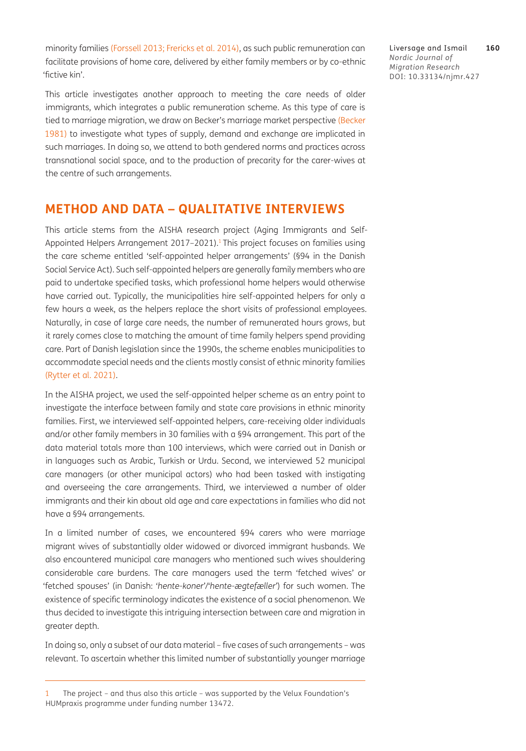minority families (Forssell 2013; Frericks et al. 2014), as such public remuneration can facilitate provisions of home care, delivered by either family members or by co-ethnic 'fictive kin'.

This article investigates another approach to meeting the care needs of older immigrants, which integrates a public remuneration scheme. As this type of care is tied to marriage migration, we draw on Becker's marriage market perspective (Becker 1981) to investigate what types of supply, demand and exchange are implicated in such marriages. In doing so, we attend to both gendered norms and practices across transnational social space, and to the production of precarity for the carer-wives at the centre of such arrangements.

## METHOD AND DATA – QUALITATIVE INTERVIEWS

This article stems from the AISHA research project (Aging Immigrants and Self-Appointed Helpers Arrangement 2017–2021).[1] This project focuses on families using the care scheme entitled 'self-appointed helper arrangements' (§94 in the Danish Social Service Act). Such self-appointed helpers are generally family members who are paid to undertake specified tasks, which professional home helpers would otherwise have carried out. Typically, the municipalities hire self-appointed helpers for only a few hours a week, as the helpers replace the short visits of professional employees. Naturally, in case of large care needs, the number of remunerated hours grows, but it rarely comes close to matching the amount of time family helpers spend providing care. Part of Danish legislation since the 1990s, the scheme enables municipalities to accommodate special needs and the clients mostly consist of ethnic minority families (Rytter et al. 2021).

In the AISHA project, we used the self-appointed helper scheme as an entry point to investigate the interface between family and state care provisions in ethnic minority families. First, we interviewed self-appointed helpers, care-receiving older individuals and/or other family members in 30 families with a §94 arrangement. This part of the data material totals more than 100 interviews, which were carried out in Danish or in languages such as Arabic, Turkish or Urdu. Second, we interviewed 52 municipal care managers (or other municipal actors) who had been tasked with instigating and overseeing the care arrangements. Third, we interviewed a number of older immigrants and their kin about old age and care expectations in families who did not have a §94 arrangements.

In a limited number of cases, we encountered §94 carers who were marriage migrant wives of substantially older widowed or divorced immigrant husbands. We also encountered municipal care managers who mentioned such wives shouldering considerable care burdens. The care managers used the term 'fetched wives' or 'fetched spouses' (in Danish: '*hente-koner*'/'*hente-ægtefæller*') for such women. The existence of specific terminology indicates the existence of a social phenomenon. We thus decided to investigate this intriguing intersection between care and migration in greater depth.

In doing so, only a subset of our data material – five cases of such arrangements – was relevant. To ascertain whether this limited number of substantially younger marriage

---

1 The project – and thus also this article – was supported by the Velux Foundation's HUMpraxis programme under funding number 13472.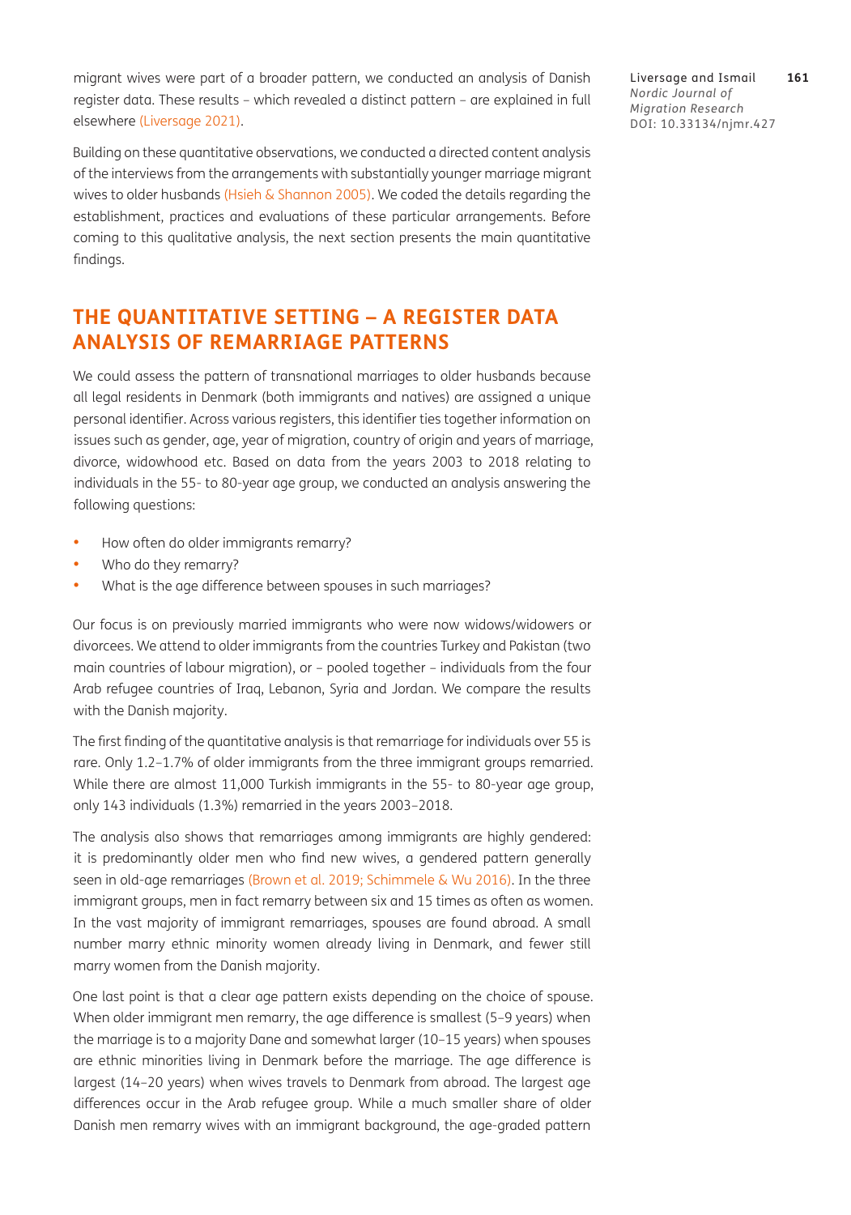migrant wives were part of a broader pattern, we conducted an analysis of Danish register data. These results – which revealed a distinct pattern – are explained in full elsewhere (Liversage 2021).

Building on these quantitative observations, we conducted a directed content analysis of the interviews from the arrangements with substantially younger marriage migrant wives to older husbands (Hsieh & Shannon 2005). We coded the details regarding the establishment, practices and evaluations of these particular arrangements. Before coming to this qualitative analysis, the next section presents the main quantitative findings.

## THE QUANTITATIVE SETTING – A REGISTER DATA ANALYSIS OF REMARRIAGE PATTERNS

We could assess the pattern of transnational marriages to older husbands because all legal residents in Denmark (both immigrants and natives) are assigned a unique personal identifier. Across various registers, this identifier ties together information on issues such as gender, age, year of migration, country of origin and years of marriage, divorce, widowhood etc. Based on data from the years 2003 to 2018 relating to individuals in the 55- to 80-year age group, we conducted an analysis answering the following questions:

- How often do older immigrants remarry?
- Who do they remarry?
- What is the age difference between spouses in such marriages?

Our focus is on previously married immigrants who were now widows/widowers or divorcees. We attend to older immigrants from the countries Turkey and Pakistan (two main countries of labour migration), or – pooled together – individuals from the four Arab refugee countries of Iraq, Lebanon, Syria and Jordan. We compare the results with the Danish majority.

The first finding of the quantitative analysis is that remarriage for individuals over 55 is rare. Only 1.2–1.7% of older immigrants from the three immigrant groups remarried. While there are almost 11,000 Turkish immigrants in the 55- to 80-year age group, only 143 individuals (1.3%) remarried in the years 2003–2018.

The analysis also shows that remarriages among immigrants are highly gendered: it is predominantly older men who find new wives, a gendered pattern generally seen in old-age remarriages (Brown et al. 2019; Schimmele & Wu 2016). In the three immigrant groups, men in fact remarry between six and 15 times as often as women. In the vast majority of immigrant remarriages, spouses are found abroad. A small number marry ethnic minority women already living in Denmark, and fewer still marry women from the Danish majority.

One last point is that a clear age pattern exists depending on the choice of spouse. When older immigrant men remarry, the age difference is smallest (5–9 years) when the marriage is to a majority Dane and somewhat larger (10–15 years) when spouses are ethnic minorities living in Denmark before the marriage. The age difference is largest (14–20 years) when wives travels to Denmark from abroad. The largest age differences occur in the Arab refugee group. While a much smaller share of older Danish men remarry wives with an immigrant background, the age-graded pattern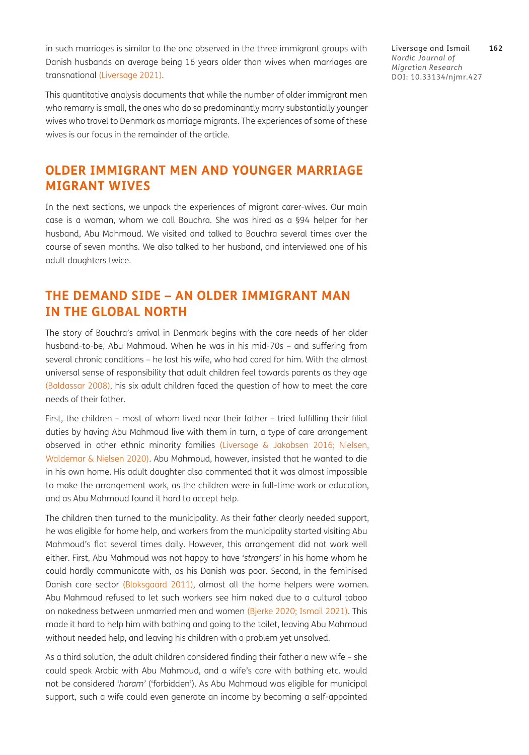in such marriages is similar to the one observed in the three immigrant groups with Danish husbands on average being 16 years older than wives when marriages are transnational (Liversage 2021).

This quantitative analysis documents that while the number of older immigrant men who remarry is small, the ones who do so predominantly marry substantially younger wives who travel to Denmark as marriage migrants. The experiences of some of these wives is our focus in the remainder of the article.

## OLDER IMMIGRANT MEN AND YOUNGER MARRIAGE MIGRANT WIVES

In the next sections, we unpack the experiences of migrant carer-wives. Our main case is a woman, whom we call Bouchra. She was hired as a §94 helper for her husband, Abu Mahmoud. We visited and talked to Bouchra several times over the course of seven months. We also talked to her husband, and interviewed one of his adult daughters twice.

## THE DEMAND SIDE – AN OLDER IMMIGRANT MAN IN THE GLOBAL NORTH

The story of Bouchra's arrival in Denmark begins with the care needs of her older husband-to-be, Abu Mahmoud. When he was in his mid-70s – and suffering from several chronic conditions – he lost his wife, who had cared for him. With the almost universal sense of responsibility that adult children feel towards parents as they age (Baldassar 2008), his six adult children faced the question of how to meet the care needs of their father.

First, the children – most of whom lived near their father – tried fulfilling their filial duties by having Abu Mahmoud live with them in turn, a type of care arrangement observed in other ethnic minority families (Liversage & Jakobsen 2016; Nielsen, Waldemar & Nielsen 2020). Abu Mahmoud, however, insisted that he wanted to die in his own home. His adult daughter also commented that it was almost impossible to make the arrangement work, as the children were in full-time work or education, and as Abu Mahmoud found it hard to accept help.

The children then turned to the municipality. As their father clearly needed support, he was eligible for home help, and workers from the municipality started visiting Abu Mahmoud's flat several times daily. However, this arrangement did not work well either. First, Abu Mahmoud was not happy to have '*strangers*' in his home whom he could hardly communicate with, as his Danish was poor. Second, in the feminised Danish care sector (Bloksgaard 2011), almost all the home helpers were women. Abu Mahmoud refused to let such workers see him naked due to a cultural taboo on nakedness between unmarried men and women (Bjerke 2020; Ismail 2021). This made it hard to help him with bathing and going to the toilet, leaving Abu Mahmoud without needed help, and leaving his children with a problem yet unsolved.

As a third solution, the adult children considered finding their father a new wife – she could speak Arabic with Abu Mahmoud, and a wife's care with bathing etc. would not be considered '*haram*' ('forbidden'). As Abu Mahmoud was eligible for municipal support, such a wife could even generate an income by becoming a self-appointed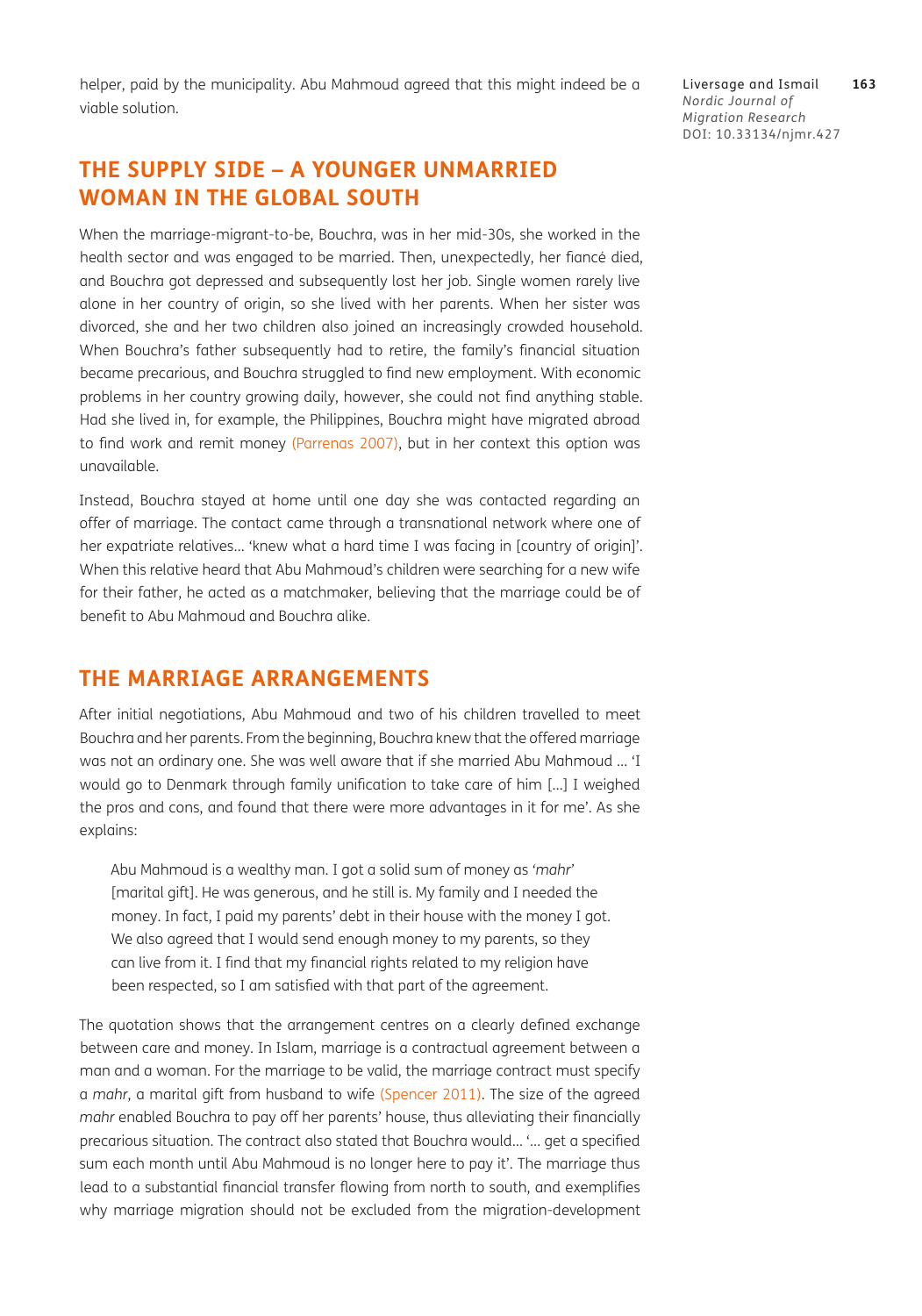helper, paid by the municipality. Abu Mahmoud agreed that this might indeed be a viable solution.

## THE SUPPLY SIDE – A YOUNGER UNMARRIED WOMAN IN THE GLOBAL SOUTH

When the marriage-migrant-to-be, Bouchra, was in her mid-30s, she worked in the health sector and was engaged to be married. Then, unexpectedly, her fiancé died, and Bouchra got depressed and subsequently lost her job. Single women rarely live alone in her country of origin, so she lived with her parents. When her sister was divorced, she and her two children also joined an increasingly crowded household. When Bouchra's father subsequently had to retire, the family's financial situation became precarious, and Bouchra struggled to find new employment. With economic problems in her country growing daily, however, she could not find anything stable. Had she lived in, for example, the Philippines, Bouchra might have migrated abroad to find work and remit money (Parrenas 2007), but in her context this option was unavailable.

Instead, Bouchra stayed at home until one day she was contacted regarding an offer of marriage. The contact came through a transnational network where one of her expatriate relatives... 'knew what a hard time I was facing in [country of origin]'. When this relative heard that Abu Mahmoud's children were searching for a new wife for their father, he acted as a matchmaker, believing that the marriage could be of benefit to Abu Mahmoud and Bouchra alike.

## THE MARRIAGE ARRANGEMENTS

After initial negotiations, Abu Mahmoud and two of his children travelled to meet Bouchra and her parents. From the beginning, Bouchra knew that the offered marriage was not an ordinary one. She was well aware that if she married Abu Mahmoud ... 'I would go to Denmark through family unification to take care of him [...] I weighed the pros and cons, and found that there were more advantages in it for me'. As she explains:

> Abu Mahmoud is a wealthy man. I got a solid sum of money as '*mahr*' [marital gift]. He was generous, and he still is. My family and I needed the money. In fact, I paid my parents' debt in their house with the money I got. We also agreed that I would send enough money to my parents, so they can live from it. I find that my financial rights related to my religion have been respected, so I am satisfied with that part of the agreement.

The quotation shows that the arrangement centres on a clearly defined exchange between care and money. In Islam, marriage is a contractual agreement between a man and a woman. For the marriage to be valid, the marriage contract must specify a *mahr*, a marital gift from husband to wife (Spencer 2011). The size of the agreed *mahr* enabled Bouchra to pay off her parents' house, thus alleviating their financially precarious situation. The contract also stated that Bouchra would... '... get a specified sum each month until Abu Mahmoud is no longer here to pay it'. The marriage thus lead to a substantial financial transfer flowing from north to south, and exemplifies why marriage migration should not be excluded from the migration-development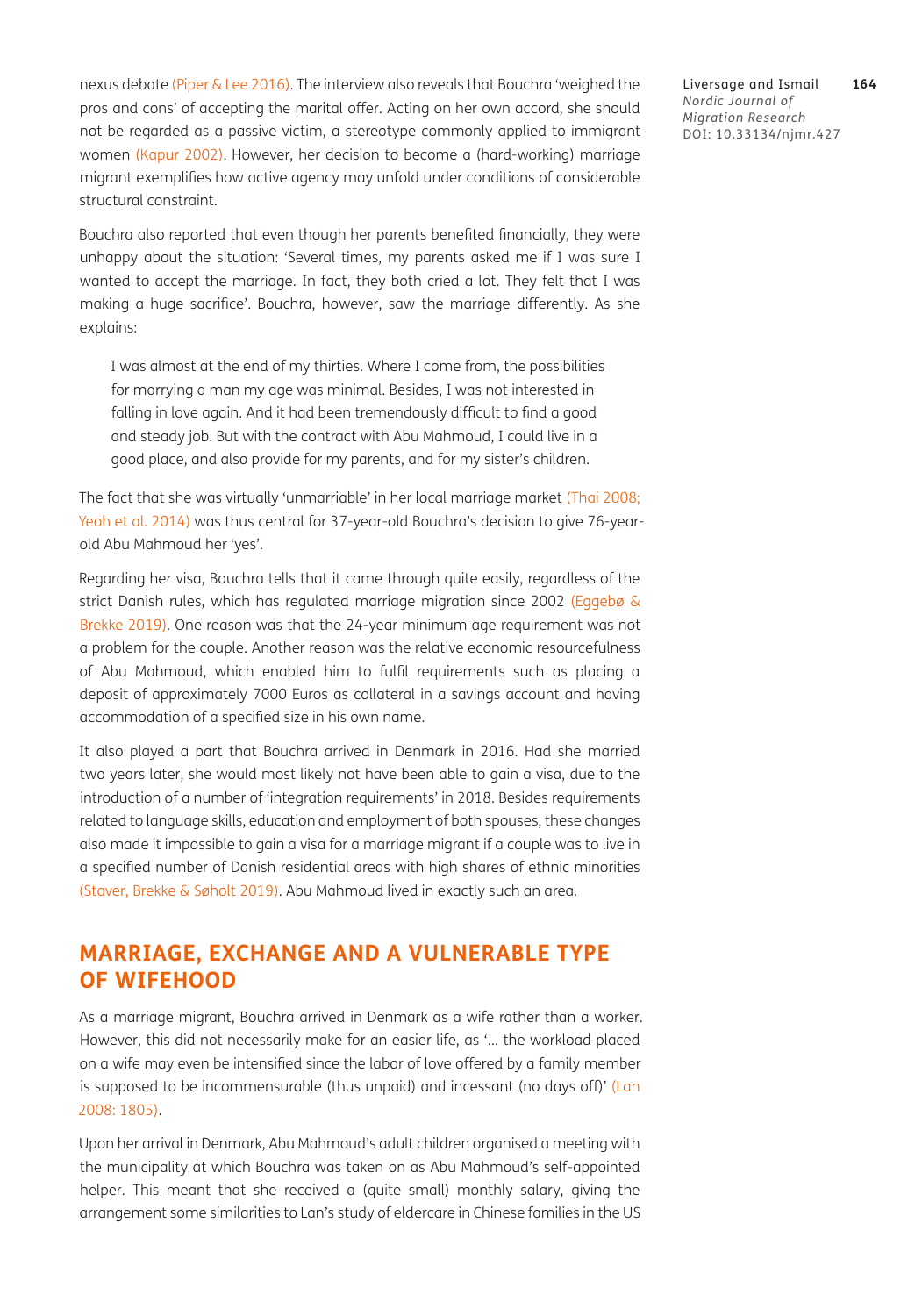nexus debate (Piper & Lee 2016). The interview also reveals that Bouchra 'weighed the pros and cons' of accepting the marital offer. Acting on her own accord, she should not be regarded as a passive victim, a stereotype commonly applied to immigrant women (Kapur 2002). However, her decision to become a (hard-working) marriage migrant exemplifies how active agency may unfold under conditions of considerable structural constraint.

Bouchra also reported that even though her parents benefited financially, they were unhappy about the situation: 'Several times, my parents asked me if I was sure I wanted to accept the marriage. In fact, they both cried a lot. They felt that I was making a huge sacrifice'. Bouchra, however, saw the marriage differently. As she explains:

> I was almost at the end of my thirties. Where I come from, the possibilities for marrying a man my age was minimal. Besides, I was not interested in falling in love again. And it had been tremendously difficult to find a good and steady job. But with the contract with Abu Mahmoud, I could live in a good place, and also provide for my parents, and for my sister's children.

The fact that she was virtually 'unmarriable' in her local marriage market (Thai 2008; Yeoh et al. 2014) was thus central for 37-year-old Bouchra's decision to give 76-year-old Abu Mahmoud her 'yes'.

Regarding her visa, Bouchra tells that it came through quite easily, regardless of the strict Danish rules, which has regulated marriage migration since 2002 (Eggebø & Brekke 2019). One reason was that the 24-year minimum age requirement was not a problem for the couple. Another reason was the relative economic resourcefulness of Abu Mahmoud, which enabled him to fulfil requirements such as placing a deposit of approximately 7000 Euros as collateral in a savings account and having accommodation of a specified size in his own name.

It also played a part that Bouchra arrived in Denmark in 2016. Had she married two years later, she would most likely not have been able to gain a visa, due to the introduction of a number of 'integration requirements' in 2018. Besides requirements related to language skills, education and employment of both spouses, these changes also made it impossible to gain a visa for a marriage migrant if a couple was to live in a specified number of Danish residential areas with high shares of ethnic minorities (Staver, Brekke & Søholt 2019). Abu Mahmoud lived in exactly such an area.

## MARRIAGE, EXCHANGE AND A VULNERABLE TYPE OF WIFEHOOD

As a marriage migrant, Bouchra arrived in Denmark as a wife rather than a worker. However, this did not necessarily make for an easier life, as '… the workload placed on a wife may even be intensified since the labor of love offered by a family member is supposed to be incommensurable (thus unpaid) and incessant (no days off)' (Lan 2008: 1805).

Upon her arrival in Denmark, Abu Mahmoud's adult children organised a meeting with the municipality at which Bouchra was taken on as Abu Mahmoud's self-appointed helper. This meant that she received a (quite small) monthly salary, giving the arrangement some similarities to Lan's study of eldercare in Chinese families in the US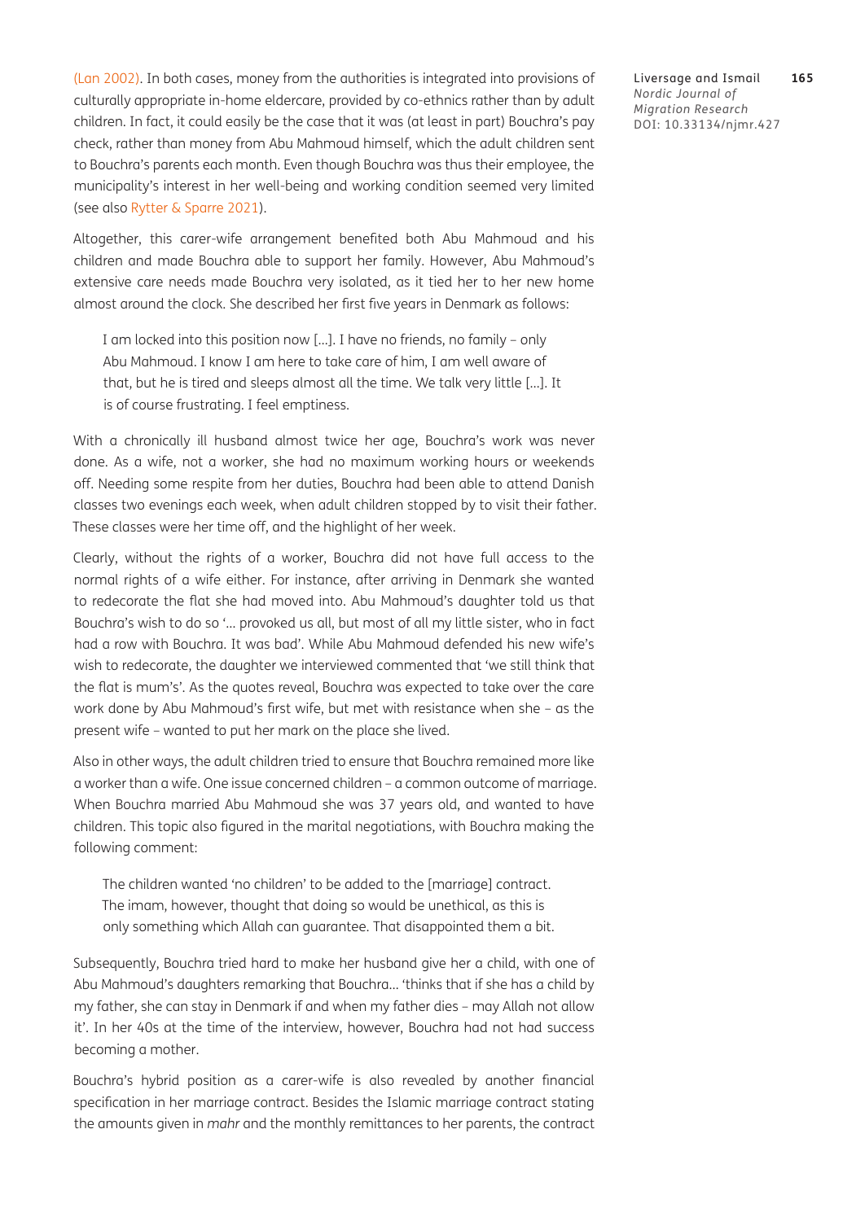(Lan 2002). In both cases, money from the authorities is integrated into provisions of culturally appropriate in-home eldercare, provided by co-ethnics rather than by adult children. In fact, it could easily be the case that it was (at least in part) Bouchra's pay check, rather than money from Abu Mahmoud himself, which the adult children sent to Bouchra's parents each month. Even though Bouchra was thus their employee, the municipality's interest in her well-being and working condition seemed very limited (see also Rytter & Sparre 2021).

Altogether, this carer-wife arrangement benefited both Abu Mahmoud and his children and made Bouchra able to support her family. However, Abu Mahmoud's extensive care needs made Bouchra very isolated, as it tied her to her new home almost around the clock. She described her first five years in Denmark as follows:

> I am locked into this position now […]. I have no friends, no family – only Abu Mahmoud. I know I am here to take care of him, I am well aware of that, but he is tired and sleeps almost all the time. We talk very little […]. It is of course frustrating. I feel emptiness.

With a chronically ill husband almost twice her age, Bouchra's work was never done. As a wife, not a worker, she had no maximum working hours or weekends off. Needing some respite from her duties, Bouchra had been able to attend Danish classes two evenings each week, when adult children stopped by to visit their father. These classes were her time off, and the highlight of her week.

Clearly, without the rights of a worker, Bouchra did not have full access to the normal rights of a wife either. For instance, after arriving in Denmark she wanted to redecorate the flat she had moved into. Abu Mahmoud's daughter told us that Bouchra's wish to do so '… provoked us all, but most of all my little sister, who in fact had a row with Bouchra. It was bad'. While Abu Mahmoud defended his new wife's wish to redecorate, the daughter we interviewed commented that 'we still think that the flat is mum's'. As the quotes reveal, Bouchra was expected to take over the care work done by Abu Mahmoud's first wife, but met with resistance when she – as the present wife – wanted to put her mark on the place she lived.

Also in other ways, the adult children tried to ensure that Bouchra remained more like a worker than a wife. One issue concerned children – a common outcome of marriage. When Bouchra married Abu Mahmoud she was 37 years old, and wanted to have children. This topic also figured in the marital negotiations, with Bouchra making the following comment:

> The children wanted 'no children' to be added to the [marriage] contract. The imam, however, thought that doing so would be unethical, as this is only something which Allah can guarantee. That disappointed them a bit.

Subsequently, Bouchra tried hard to make her husband give her a child, with one of Abu Mahmoud's daughters remarking that Bouchra… 'thinks that if she has a child by my father, she can stay in Denmark if and when my father dies – may Allah not allow it'. In her 40s at the time of the interview, however, Bouchra had not had success becoming a mother.

Bouchra's hybrid position as a carer-wife is also revealed by another financial specification in her marriage contract. Besides the Islamic marriage contract stating the amounts given in *mahr* and the monthly remittances to her parents, the contract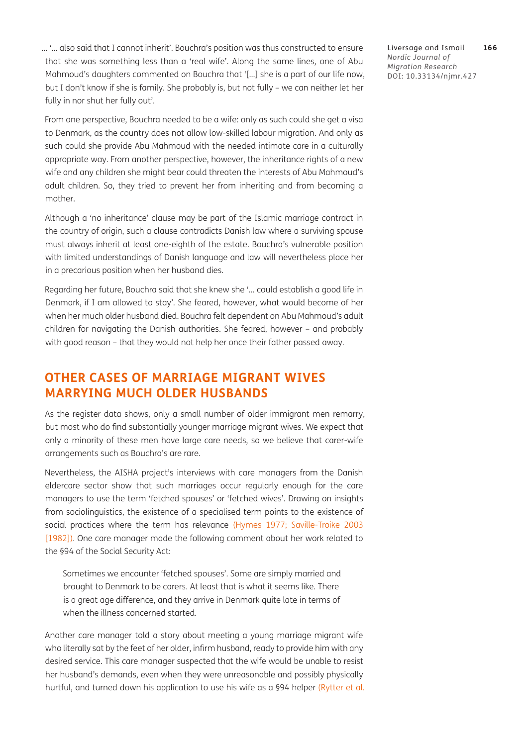... '... also said that I cannot inherit'. Bouchra's position was thus constructed to ensure that she was something less than a 'real wife'. Along the same lines, one of Abu Mahmoud's daughters commented on Bouchra that '[...] she is a part of our life now, but I don't know if she is family. She probably is, but not fully – we can neither let her fully in nor shut her fully out'.

From one perspective, Bouchra needed to be a wife: only as such could she get a visa to Denmark, as the country does not allow low-skilled labour migration. And only as such could she provide Abu Mahmoud with the needed intimate care in a culturally appropriate way. From another perspective, however, the inheritance rights of a new wife and any children she might bear could threaten the interests of Abu Mahmoud's adult children. So, they tried to prevent her from inheriting and from becoming a mother.

Although a 'no inheritance' clause may be part of the Islamic marriage contract in the country of origin, such a clause contradicts Danish law where a surviving spouse must always inherit at least one-eighth of the estate. Bouchra's vulnerable position with limited understandings of Danish language and law will nevertheless place her in a precarious position when her husband dies.

Regarding her future, Bouchra said that she knew she '... could establish a good life in Denmark, if I am allowed to stay'. She feared, however, what would become of her when her much older husband died. Bouchra felt dependent on Abu Mahmoud's adult children for navigating the Danish authorities. She feared, however – and probably with good reason – that they would not help her once their father passed away.

## OTHER CASES OF MARRIAGE MIGRANT WIVES MARRYING MUCH OLDER HUSBANDS

As the register data shows, only a small number of older immigrant men remarry, but most who do find substantially younger marriage migrant wives. We expect that only a minority of these men have large care needs, so we believe that carer-wife arrangements such as Bouchra's are rare.

Nevertheless, the AISHA project's interviews with care managers from the Danish eldercare sector show that such marriages occur regularly enough for the care managers to use the term 'fetched spouses' or 'fetched wives'. Drawing on insights from sociolinguistics, the existence of a specialised term points to the existence of social practices where the term has relevance (Hymes 1977; Saville-Troike 2003 [1982]). One care manager made the following comment about her work related to the §94 of the Social Security Act:

> Sometimes we encounter 'fetched spouses'. Some are simply married and brought to Denmark to be carers. At least that is what it seems like. There is a great age difference, and they arrive in Denmark quite late in terms of when the illness concerned started.

Another care manager told a story about meeting a young marriage migrant wife who literally sat by the feet of her older, infirm husband, ready to provide him with any desired service. This care manager suspected that the wife would be unable to resist her husband's demands, even when they were unreasonable and possibly physically hurtful, and turned down his application to use his wife as a §94 helper (Rytter et al.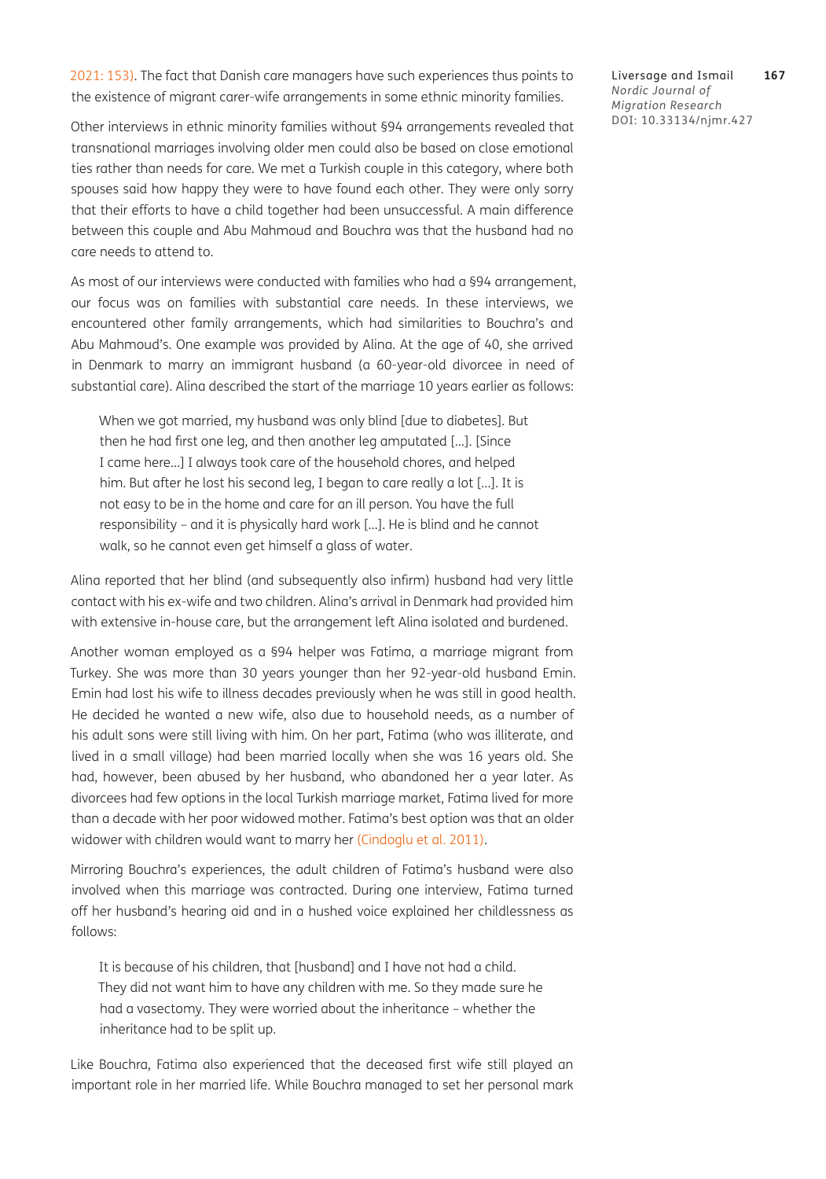2021: 153). The fact that Danish care managers have such experiences thus points to the existence of migrant carer-wife arrangements in some ethnic minority families.

Other interviews in ethnic minority families without §94 arrangements revealed that transnational marriages involving older men could also be based on close emotional ties rather than needs for care. We met a Turkish couple in this category, where both spouses said how happy they were to have found each other. They were only sorry that their efforts to have a child together had been unsuccessful. A main difference between this couple and Abu Mahmoud and Bouchra was that the husband had no care needs to attend to.

As most of our interviews were conducted with families who had a §94 arrangement, our focus was on families with substantial care needs. In these interviews, we encountered other family arrangements, which had similarities to Bouchra's and Abu Mahmoud's. One example was provided by Alina. At the age of 40, she arrived in Denmark to marry an immigrant husband (a 60-year-old divorcee in need of substantial care). Alina described the start of the marriage 10 years earlier as follows:

> When we got married, my husband was only blind [due to diabetes]. But then he had first one leg, and then another leg amputated [...]. [Since I came here...] I always took care of the household chores, and helped him. But after he lost his second leg, I began to care really a lot [...]. It is not easy to be in the home and care for an ill person. You have the full responsibility – and it is physically hard work [...]. He is blind and he cannot walk, so he cannot even get himself a glass of water.

Alina reported that her blind (and subsequently also infirm) husband had very little contact with his ex-wife and two children. Alina's arrival in Denmark had provided him with extensive in-house care, but the arrangement left Alina isolated and burdened.

Another woman employed as a §94 helper was Fatima, a marriage migrant from Turkey. She was more than 30 years younger than her 92-year-old husband Emin. Emin had lost his wife to illness decades previously when he was still in good health. He decided he wanted a new wife, also due to household needs, as a number of his adult sons were still living with him. On her part, Fatima (who was illiterate, and lived in a small village) had been married locally when she was 16 years old. She had, however, been abused by her husband, who abandoned her a year later. As divorcees had few options in the local Turkish marriage market, Fatima lived for more than a decade with her poor widowed mother. Fatima's best option was that an older widower with children would want to marry her (Cindoglu et al. 2011).

Mirroring Bouchra's experiences, the adult children of Fatima's husband were also involved when this marriage was contracted. During one interview, Fatima turned off her husband's hearing aid and in a hushed voice explained her childlessness as follows:

> It is because of his children, that [husband] and I have not had a child. They did not want him to have any children with me. So they made sure he had a vasectomy. They were worried about the inheritance – whether the inheritance had to be split up.

Like Bouchra, Fatima also experienced that the deceased first wife still played an important role in her married life. While Bouchra managed to set her personal mark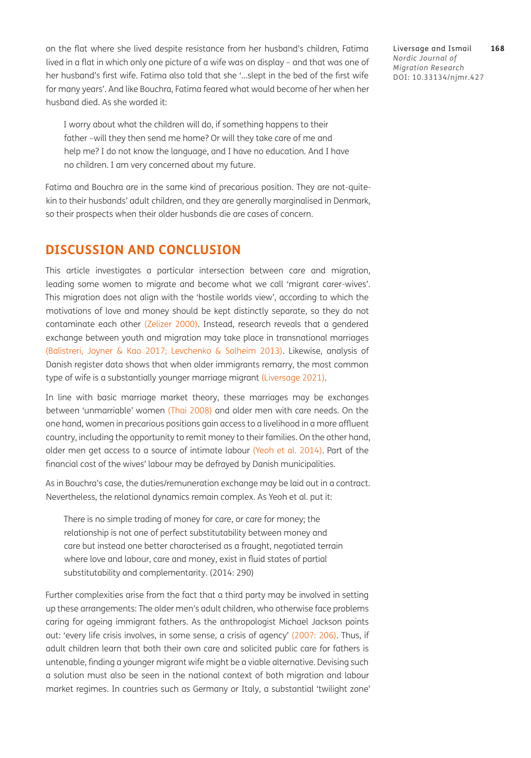on the flat where she lived despite resistance from her husband's children, Fatima lived in a flat in which only one picture of a wife was on display – and that was one of her husband's first wife. Fatima also told that she '…slept in the bed of the first wife for many years'. And like Bouchra, Fatima feared what would become of her when her husband died. As she worded it:

> I worry about what the children will do, if something happens to their father –will they then send me home? Or will they take care of me and help me? I do not know the language, and I have no education. And I have no children. I am very concerned about my future.

Fatima and Bouchra are in the same kind of precarious position. They are not-quite-kin to their husbands' adult children, and they are generally marginalised in Denmark, so their prospects when their older husbands die are cases of concern.

## DISCUSSION AND CONCLUSION

This article investigates a particular intersection between care and migration, leading some women to migrate and become what we call 'migrant carer-wives'. This migration does not align with the 'hostile worlds view', according to which the motivations of love and money should be kept distinctly separate, so they do not contaminate each other (Zelizer 2000). Instead, research reveals that a gendered exchange between youth and migration may take place in transnational marriages (Balistreri, Joyner & Kao 2017; Levchenko & Solheim 2013). Likewise, analysis of Danish register data shows that when older immigrants remarry, the most common type of wife is a substantially younger marriage migrant (Liversage 2021).

In line with basic marriage market theory, these marriages may be exchanges between 'unmarriable' women (Thai 2008) and older men with care needs. On the one hand, women in precarious positions gain access to a livelihood in a more affluent country, including the opportunity to remit money to their families. On the other hand, older men get access to a source of intimate labour (Yeoh et al. 2014). Part of the financial cost of the wives' labour may be defrayed by Danish municipalities.

As in Bouchra's case, the duties/remuneration exchange may be laid out in a contract. Nevertheless, the relational dynamics remain complex. As Yeoh et al. put it:

> There is no simple trading of money for care, or care for money; the relationship is not one of perfect substitutability between money and care but instead one better characterised as a fraught, negotiated terrain where love and labour, care and money, exist in fluid states of partial substitutability and complementarity. (2014: 290)

Further complexities arise from the fact that a third party may be involved in setting up these arrangements: The older men's adult children, who otherwise face problems caring for ageing immigrant fathers. As the anthropologist Michael Jackson points out: 'every life crisis involves, in some sense, a crisis of agency' (2007: 206). Thus, if adult children learn that both their own care and solicited public care for fathers is untenable, finding a younger migrant wife might be a viable alternative. Devising such a solution must also be seen in the national context of both migration and labour market regimes. In countries such as Germany or Italy, a substantial 'twilight zone'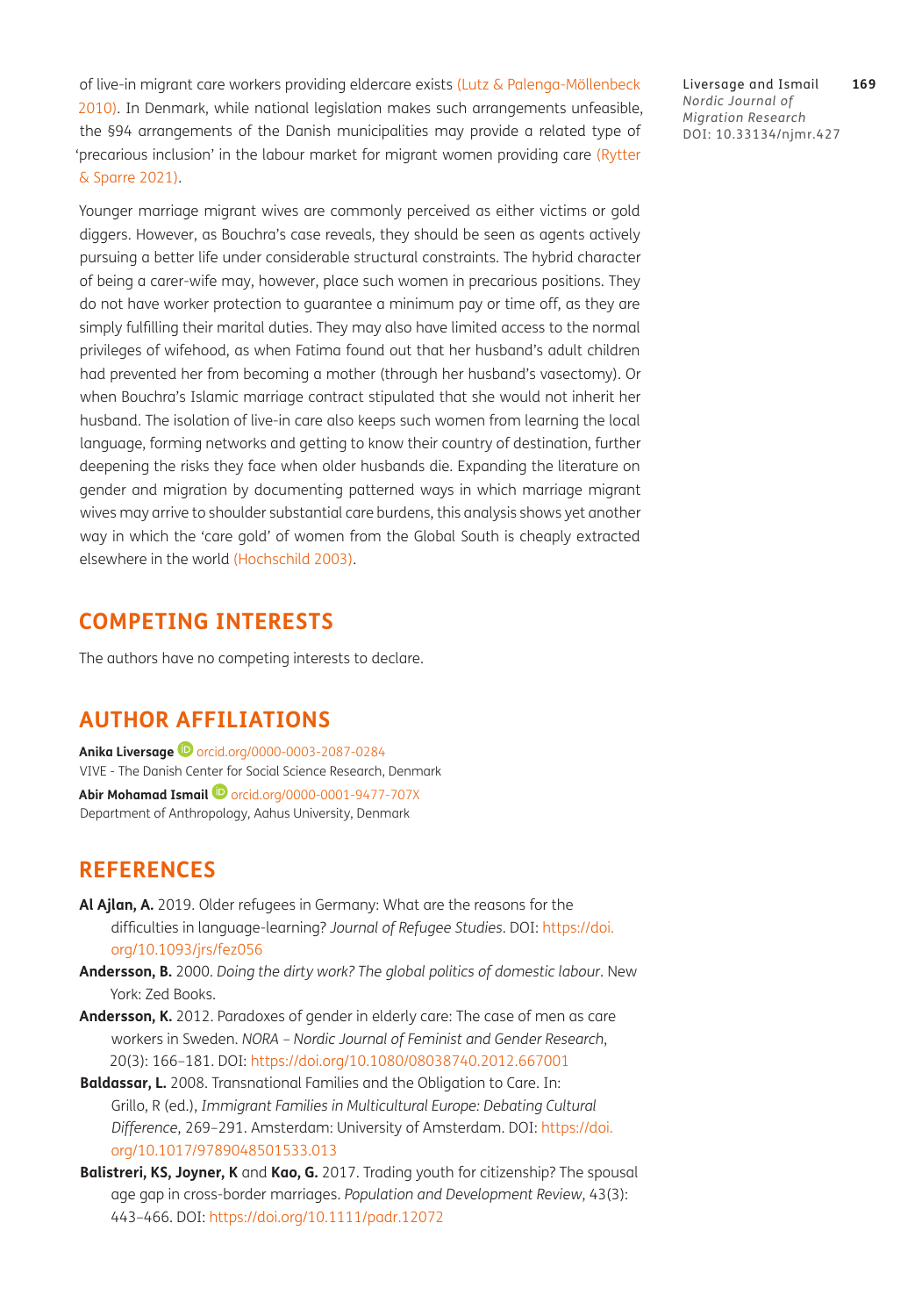of live-in migrant care workers providing eldercare exists (Lutz & Palenga-Möllenbeck 2010). In Denmark, while national legislation makes such arrangements unfeasible, the §94 arrangements of the Danish municipalities may provide a related type of 'precarious inclusion' in the labour market for migrant women providing care (Rytter & Sparre 2021).

Younger marriage migrant wives are commonly perceived as either victims or gold diggers. However, as Bouchra's case reveals, they should be seen as agents actively pursuing a better life under considerable structural constraints. The hybrid character of being a carer-wife may, however, place such women in precarious positions. They do not have worker protection to guarantee a minimum pay or time off, as they are simply fulfilling their marital duties. They may also have limited access to the normal privileges of wifehood, as when Fatima found out that her husband's adult children had prevented her from becoming a mother (through her husband's vasectomy). Or when Bouchra's Islamic marriage contract stipulated that she would not inherit her husband. The isolation of live-in care also keeps such women from learning the local language, forming networks and getting to know their country of destination, further deepening the risks they face when older husbands die. Expanding the literature on gender and migration by documenting patterned ways in which marriage migrant wives may arrive to shoulder substantial care burdens, this analysis shows yet another way in which the 'care gold' of women from the Global South is cheaply extracted elsewhere in the world (Hochschild 2003).

## COMPETING INTERESTS

The authors have no competing interests to declare.

## AUTHOR AFFILIATIONS

**Anika Liversage** orcid.org/0000-0003-2087-0284
VIVE - The Danish Center for Social Science Research, Denmark

**Abir Mohamad Ismail** orcid.org/0000-0001-9477-707X
Department of Anthropology, Aahus University, Denmark

## REFERENCES

**Al Ajlan, A.** 2019. Older refugees in Germany: What are the reasons for the difficulties in language-learning? *Journal of Refugee Studies*. DOI: https://doi.org/10.1093/jrs/fez056

**Andersson, B.** 2000. *Doing the dirty work? The global politics of domestic labour*. New York: Zed Books.

**Andersson, K.** 2012. Paradoxes of gender in elderly care: The case of men as care workers in Sweden. *NORA – Nordic Journal of Feminist and Gender Research*, 20(3): 166–181. DOI: https://doi.org/10.1080/08038740.2012.667001

**Baldassar, L.** 2008. Transnational Families and the Obligation to Care. In: Grillo, R (ed.), *Immigrant Families in Multicultural Europe: Debating Cultural Difference*, 269–291. Amsterdam: University of Amsterdam. DOI: https://doi.org/10.1017/9789048501533.013

**Balistreri, KS, Joyner, K** and **Kao, G.** 2017. Trading youth for citizenship? The spousal age gap in cross-border marriages. *Population and Development Review*, 43(3): 443–466. DOI: https://doi.org/10.1111/padr.12072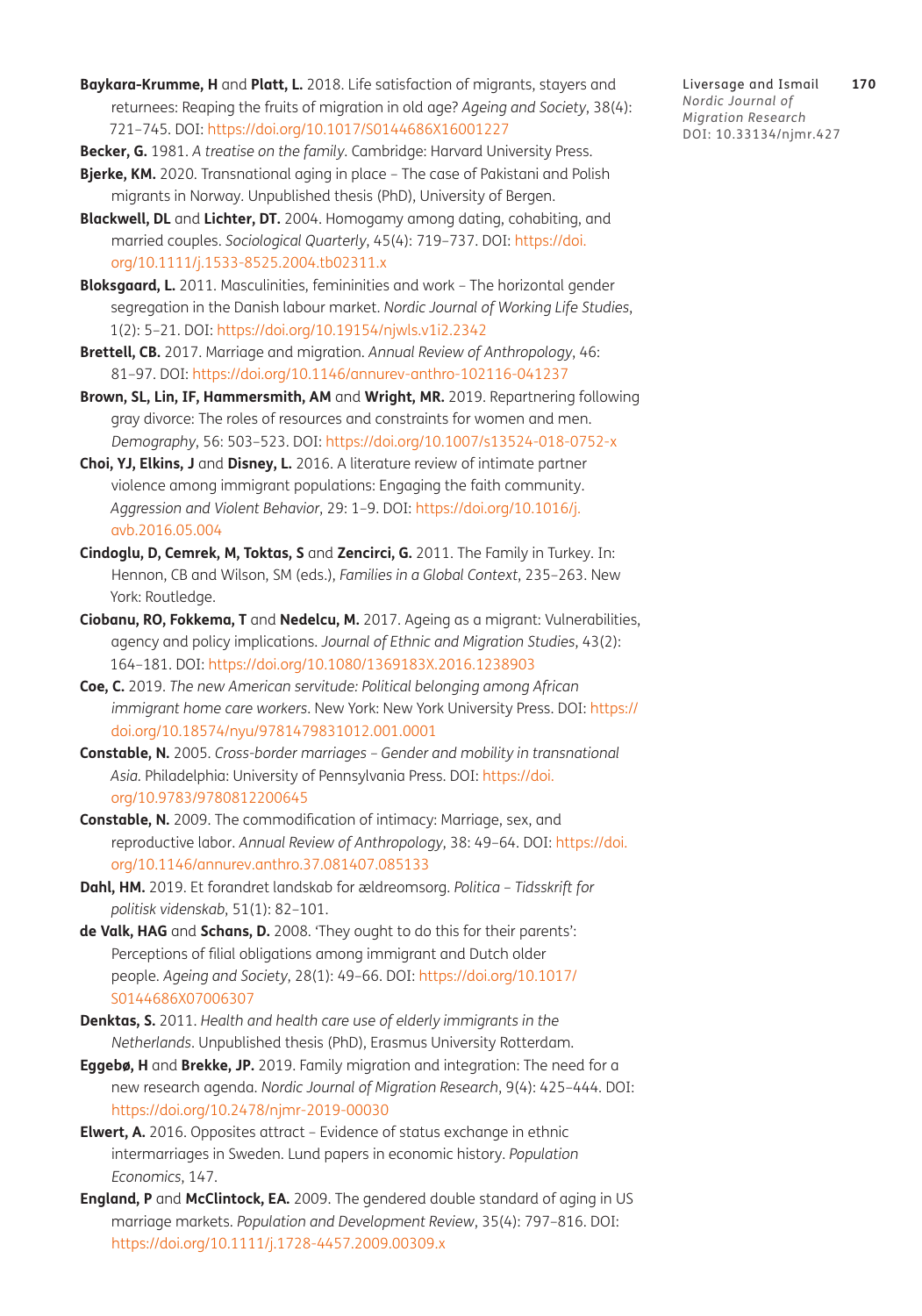**Baykara-Krumme, H** and **Platt, L.** 2018. Life satisfaction of migrants, stayers and returnees: Reaping the fruits of migration in old age? *Ageing and Society*, 38(4): 721–745. DOI: https://doi.org/10.1017/S0144686X16001227

**Becker, G.** 1981. *A treatise on the family*. Cambridge: Harvard University Press.

**Bjerke, KM.** 2020. Transnational aging in place – The case of Pakistani and Polish migrants in Norway. Unpublished thesis (PhD), University of Bergen.

**Blackwell, DL** and **Lichter, DT.** 2004. Homogamy among dating, cohabiting, and married couples. *Sociological Quarterly*, 45(4): 719–737. DOI: https://doi.org/10.1111/j.1533-8525.2004.tb02311.x

**Bloksgaard, L.** 2011. Masculinities, femininities and work – The horizontal gender segregation in the Danish labour market. *Nordic Journal of Working Life Studies*, 1(2): 5–21. DOI: https://doi.org/10.19154/njwls.v1i2.2342

**Brettell, CB.** 2017. Marriage and migration. *Annual Review of Anthropology*, 46: 81–97. DOI: https://doi.org/10.1146/annurev-anthro-102116-041237

**Brown, SL, Lin, IF, Hammersmith, AM** and **Wright, MR.** 2019. Repartnering following gray divorce: The roles of resources and constraints for women and men. *Demography*, 56: 503–523. DOI: https://doi.org/10.1007/s13524-018-0752-x

**Choi, YJ, Elkins, J** and **Disney, L.** 2016. A literature review of intimate partner violence among immigrant populations: Engaging the faith community. *Aggression and Violent Behavior*, 29: 1–9. DOI: https://doi.org/10.1016/j.avb.2016.05.004

**Cindoglu, D, Cemrek, M, Toktas, S** and **Zencirci, G.** 2011. The Family in Turkey. In: Hennon, CB and Wilson, SM (eds.), *Families in a Global Context*, 235–263. New York: Routledge.

**Ciobanu, RO, Fokkema, T** and **Nedelcu, M.** 2017. Ageing as a migrant: Vulnerabilities, agency and policy implications. *Journal of Ethnic and Migration Studies*, 43(2): 164–181. DOI: https://doi.org/10.1080/1369183X.2016.1238903

**Coe, C.** 2019. *The new American servitude: Political belonging among African immigrant home care workers*. New York: New York University Press. DOI: https://doi.org/10.18574/nyu/9781479831012.001.0001

**Constable, N.** 2005. *Cross-border marriages – Gender and mobility in transnational Asia.* Philadelphia: University of Pennsylvania Press. DOI: https://doi.org/10.9783/9780812200645

**Constable, N.** 2009. The commodification of intimacy: Marriage, sex, and reproductive labor. *Annual Review of Anthropology*, 38: 49–64. DOI: https://doi.org/10.1146/annurev.anthro.37.081407.085133

**Dahl, HM.** 2019. Et forandret landskab for ældreomsorg. *Politica – Tidsskrift for politisk videnskab*, 51(1): 82–101.

**de Valk, HAG** and **Schans, D.** 2008. 'They ought to do this for their parents': Perceptions of filial obligations among immigrant and Dutch older people. *Ageing and Society*, 28(1): 49–66. DOI: https://doi.org/10.1017/S0144686X07006307

**Denktas, S.** 2011. *Health and health care use of elderly immigrants in the Netherlands*. Unpublished thesis (PhD), Erasmus University Rotterdam.

**Eggebø, H** and **Brekke, JP.** 2019. Family migration and integration: The need for a new research agenda. *Nordic Journal of Migration Research*, 9(4): 425–444. DOI: https://doi.org/10.2478/njmr-2019-00030

**Elwert, A.** 2016. Opposites attract – Evidence of status exchange in ethnic intermarriages in Sweden. Lund papers in economic history. *Population Economics*, 147.

**England, P** and **McClintock, EA.** 2009. The gendered double standard of aging in US marriage markets. *Population and Development Review*, 35(4): 797–816. DOI: https://doi.org/10.1111/j.1728-4457.2009.00309.x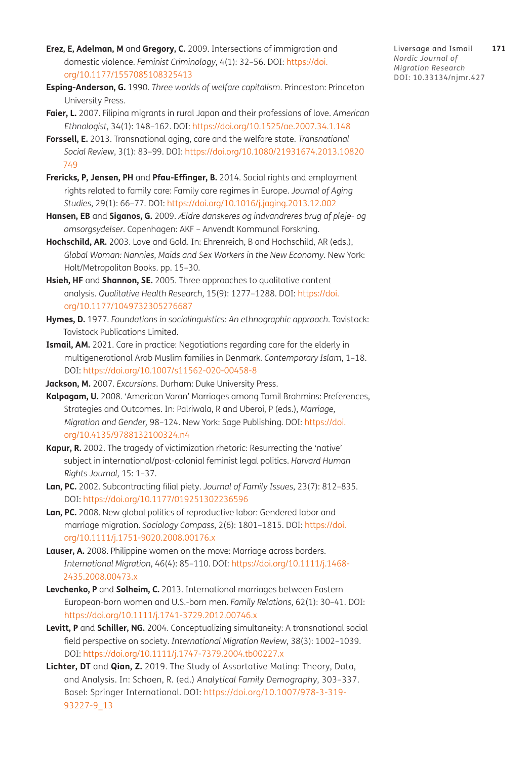**Erez, E, Adelman, M** and **Gregory, C.** 2009. Intersections of immigration and domestic violence. *Feminist Criminology*, 4(1): 32–56. DOI: https://doi.org/10.1177/1557085108325413

**Esping-Anderson, G.** 1990. *Three worlds of welfare capitalism*. Princeton: Princeton University Press.

**Faier, L.** 2007. Filipina migrants in rural Japan and their professions of love. *American Ethnologist*, 34(1): 148–162. DOI: https://doi.org/10.1525/ae.2007.34.1.148

**Forssell, E.** 2013. Transnational aging, care and the welfare state. *Transnational Social Review*, 3(1): 83–99. DOI: https://doi.org/10.1080/21931674.2013.10820749

**Frericks, P, Jensen, PH** and **Pfau-Effinger, B.** 2014. Social rights and employment rights related to family care: Family care regimes in Europe. *Journal of Aging Studies*, 29(1): 66–77. DOI: https://doi.org/10.1016/j.jaging.2013.12.002

**Hansen, EB** and **Siganos, G.** 2009. *Ældre danskeres og indvandreres brug af pleje- og omsorgsydelser*. Copenhagen: AKF – Anvendt Kommunal Forskning.

**Hochschild, AR.** 2003. Love and Gold. In: Ehrenreich, B and Hochschild, AR (eds.), *Global Woman: Nannies, Maids and Sex Workers in the New Economy*. New York: Holt/Metropolitan Books. pp. 15–30.

**Hsieh, HF** and **Shannon, SE.** 2005. Three approaches to qualitative content analysis. *Qualitative Health Research*, 15(9): 1277–1288. DOI: https://doi.org/10.1177/1049732305276687

**Hymes, D.** 1977. *Foundations in sociolinguistics: An ethnographic approach*. Tavistock: Tavistock Publications Limited.

**Ismail, AM.** 2021. Care in practice: Negotiations regarding care for the elderly in multigenerational Arab Muslim families in Denmark. *Contemporary Islam*, 1–18. DOI: https://doi.org/10.1007/s11562-020-00458-8

**Jackson, M.** 2007. *Excursions*. Durham: Duke University Press.

**Kalpagam, U.** 2008. 'American Varan' Marriages among Tamil Brahmins: Preferences, Strategies and Outcomes. In: Palriwala, R and Uberoi, P (eds.), *Marriage, Migration and Gender,* 98–124. New York: Sage Publishing. DOI: https://doi.org/10.4135/9788132100324.n4

**Kapur, R.** 2002. The tragedy of victimization rhetoric: Resurrecting the 'native' subject in international/post-colonial feminist legal politics. *Harvard Human Rights Journal*, 15: 1–37.

**Lan, PC.** 2002. Subcontracting filial piety. *Journal of Family Issues*, 23(7): 812–835. DOI: https://doi.org/10.1177/019251302236596

**Lan, PC.** 2008. New global politics of reproductive labor: Gendered labor and marriage migration. *Sociology Compass*, 2(6): 1801–1815. DOI: https://doi.org/10.1111/j.1751-9020.2008.00176.x

**Lauser, A.** 2008. Philippine women on the move: Marriage across borders. *International Migration*, 46(4): 85–110. DOI: https://doi.org/10.1111/j.1468-2435.2008.00473.x

**Levchenko, P** and **Solheim, C.** 2013. International marriages between Eastern European-born women and U.S.-born men. *Family Relations*, 62(1): 30–41. DOI: https://doi.org/10.1111/j.1741-3729.2012.00746.x

**Levitt, P** and **Schiller, NG.** 2004. Conceptualizing simultaneity: A transnational social field perspective on society. *International Migration Review*, 38(3): 1002–1039. DOI: https://doi.org/10.1111/j.1747-7379.2004.tb00227.x

**Lichter, DT** and **Qian, Z.** 2019. The Study of Assortative Mating: Theory, Data, and Analysis. In: Schoen, R. (ed.) *Analytical Family Demography*, 303–337. Basel: Springer International. DOI: https://doi.org/10.1007/978-3-319-93227-9_13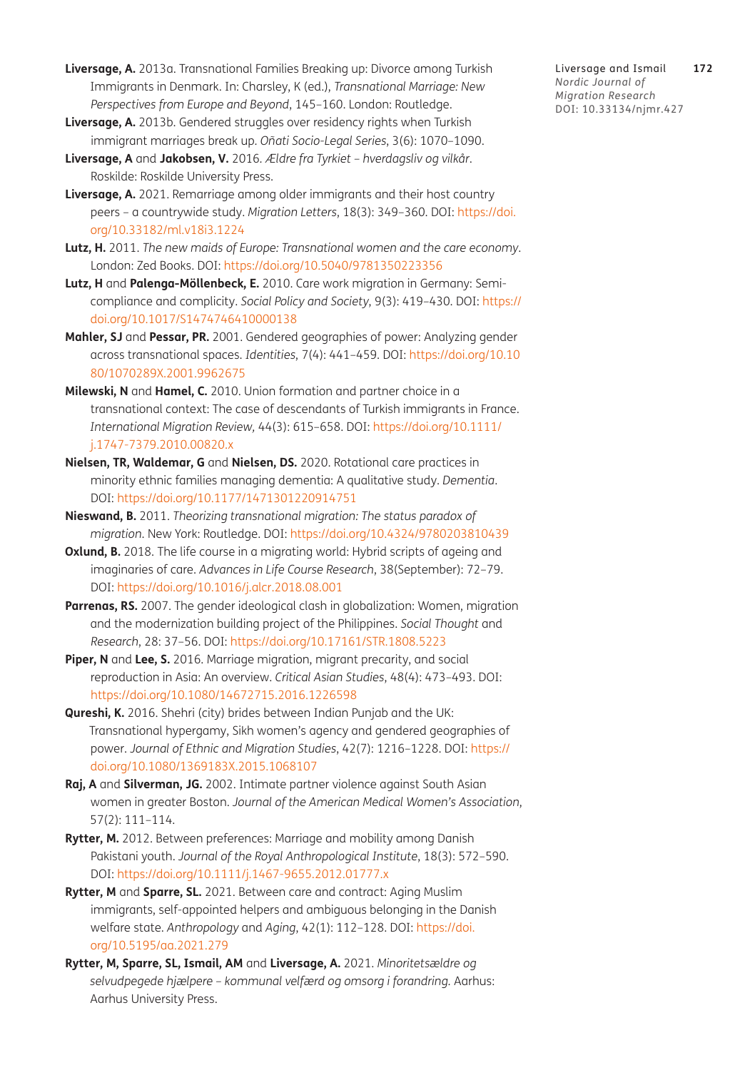**Liversage, A.** 2013a. Transnational Families Breaking up: Divorce among Turkish Immigrants in Denmark. In: Charsley, K (ed.), *Transnational Marriage: New Perspectives from Europe and Beyond*, 145–160. London: Routledge.

**Liversage, A.** 2013b. Gendered struggles over residency rights when Turkish immigrant marriages break up. *Oñati Socio-Legal Series*, 3(6): 1070–1090.

**Liversage, A** and **Jakobsen, V.** 2016. *Ældre fra Tyrkiet – hverdagsliv og vilkår*. Roskilde: Roskilde University Press.

**Liversage, A.** 2021. Remarriage among older immigrants and their host country peers – a countrywide study. *Migration Letters*, 18(3): 349–360. DOI: https://doi.org/10.33182/ml.v18i3.1224

**Lutz, H.** 2011. *The new maids of Europe: Transnational women and the care economy*. London: Zed Books. DOI: https://doi.org/10.5040/9781350223356

**Lutz, H** and **Palenga-Möllenbeck, E.** 2010. Care work migration in Germany: Semi-compliance and complicity. *Social Policy and Society*, 9(3): 419–430. DOI: https://doi.org/10.1017/S1474746410000138

**Mahler, SJ** and **Pessar, PR.** 2001. Gendered geographies of power: Analyzing gender across transnational spaces. *Identities*, 7(4): 441–459. DOI: https://doi.org/10.1080/1070289X.2001.9962675

**Milewski, N** and **Hamel, C.** 2010. Union formation and partner choice in a transnational context: The case of descendants of Turkish immigrants in France. *International Migration Review*, 44(3): 615–658. DOI: https://doi.org/10.1111/j.1747-7379.2010.00820.x

**Nielsen, TR, Waldemar, G** and **Nielsen, DS.** 2020. Rotational care practices in minority ethnic families managing dementia: A qualitative study. *Dementia*. DOI: https://doi.org/10.1177/1471301220914751

**Nieswand, B.** 2011. *Theorizing transnational migration: The status paradox of migration*. New York: Routledge. DOI: https://doi.org/10.4324/9780203810439

**Oxlund, B.** 2018. The life course in a migrating world: Hybrid scripts of ageing and imaginaries of care. *Advances in Life Course Research*, 38(September): 72–79. DOI: https://doi.org/10.1016/j.alcr.2018.08.001

**Parrenas, RS.** 2007. The gender ideological clash in globalization: Women, migration and the modernization building project of the Philippines. *Social Thought* and *Research*, 28: 37–56. DOI: https://doi.org/10.17161/STR.1808.5223

**Piper, N** and **Lee, S.** 2016. Marriage migration, migrant precarity, and social reproduction in Asia: An overview. *Critical Asian Studies*, 48(4): 473–493. DOI: https://doi.org/10.1080/14672715.2016.1226598

**Qureshi, K.** 2016. Shehri (city) brides between Indian Punjab and the UK: Transnational hypergamy, Sikh women's agency and gendered geographies of power. *Journal of Ethnic and Migration Studies*, 42(7): 1216–1228. DOI: https://doi.org/10.1080/1369183X.2015.1068107

**Raj, A** and **Silverman, JG.** 2002. Intimate partner violence against South Asian women in greater Boston. *Journal of the American Medical Women's Association*, 57(2): 111–114.

**Rytter, M.** 2012. Between preferences: Marriage and mobility among Danish Pakistani youth. *Journal of the Royal Anthropological Institute*, 18(3): 572–590. DOI: https://doi.org/10.1111/j.1467-9655.2012.01777.x

**Rytter, M** and **Sparre, SL.** 2021. Between care and contract: Aging Muslim immigrants, self-appointed helpers and ambiguous belonging in the Danish welfare state. *Anthropology* and *Aging*, 42(1): 112–128. DOI: https://doi.org/10.5195/aa.2021.279

**Rytter, M, Sparre, SL, Ismail, AM** and **Liversage, A.** 2021. *Minoritetsældre og selvudpegede hjælpere – kommunal velfærd og omsorg i forandring.* Aarhus: Aarhus University Press.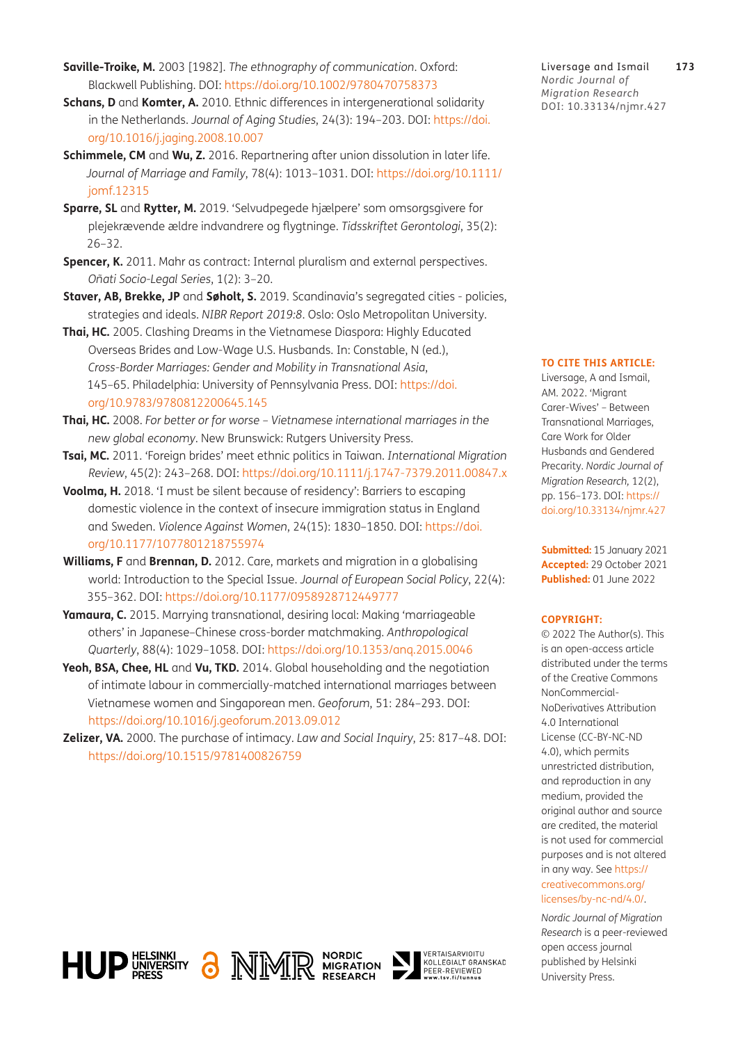**Saville-Troike, M.** 2003 [1982]. *The ethnography of communication*. Oxford: Blackwell Publishing. DOI: https://doi.org/10.1002/9780470758373

**Schans, D** and **Komter, A.** 2010. Ethnic differences in intergenerational solidarity in the Netherlands. *Journal of Aging Studies*, 24(3): 194–203. DOI: https://doi.org/10.1016/j.jaging.2008.10.007

**Schimmele, CM** and **Wu, Z.** 2016. Repartnering after union dissolution in later life. *Journal of Marriage and Family*, 78(4): 1013–1031. DOI: https://doi.org/10.1111/jomf.12315

**Sparre, SL** and **Rytter, M.** 2019. 'Selvudpegede hjælpere' som omsorgsgivere for plejekrævende ældre indvandrere og flygtninge. *Tidsskriftet Gerontologi*, 35(2): 26–32.

**Spencer, K.** 2011. Mahr as contract: Internal pluralism and external perspectives. *Oñati Socio-Legal Series*, 1(2): 3–20.

**Staver, AB, Brekke, JP** and **Søholt, S.** 2019. Scandinavia's segregated cities - policies, strategies and ideals. *NIBR Report 2019:8*. Oslo: Oslo Metropolitan University.

**Thai, HC.** 2005. Clashing Dreams in the Vietnamese Diaspora: Highly Educated Overseas Brides and Low-Wage U.S. Husbands. In: Constable, N (ed.), *Cross-Border Marriages: Gender and Mobility in Transnational Asia*, 145–65. Philadelphia: University of Pennsylvania Press. DOI: https://doi.org/10.9783/9780812200645.145

**Thai, HC.** 2008. *For better or for worse – Vietnamese international marriages in the new global economy*. New Brunswick: Rutgers University Press.

**Tsai, MC.** 2011. 'Foreign brides' meet ethnic politics in Taiwan. *International Migration Review*, 45(2): 243–268. DOI: https://doi.org/10.1111/j.1747-7379.2011.00847.x

**Voolma, H.** 2018. 'I must be silent because of residency': Barriers to escaping domestic violence in the context of insecure immigration status in England and Sweden. *Violence Against Women*, 24(15): 1830–1850. DOI: https://doi.org/10.1177/1077801218755974

**Williams, F** and **Brennan, D.** 2012. Care, markets and migration in a globalising world: Introduction to the Special Issue. *Journal of European Social Policy*, 22(4): 355–362. DOI: https://doi.org/10.1177/0958928712449777

**Yamaura, C.** 2015. Marrying transnational, desiring local: Making 'marriageable others' in Japanese–Chinese cross-border matchmaking. *Anthropological Quarterly*, 88(4): 1029–1058. DOI: https://doi.org/10.1353/anq.2015.0046

**Yeoh, BSA, Chee, HL** and **Vu, TKD.** 2014. Global householding and the negotiation of intimate labour in commercially-matched international marriages between Vietnamese women and Singaporean men. *Geoforum*, 51: 284–293. DOI: https://doi.org/10.1016/j.geoforum.2013.09.012

**Zelizer, VA.** 2000. The purchase of intimacy. *Law and Social Inquiry*, 25: 817–48. DOI: https://doi.org/10.1515/9781400826759

**TO CITE THIS ARTICLE:**

Liversage, A and Ismail, AM. 2022. 'Migrant Carer-Wives' – Between Transnational Marriages, Care Work for Older Husbands and Gendered Precarity. *Nordic Journal of Migration Research*, 12(2), pp. 156–173. DOI: https://doi.org/10.33134/njmr.427

**Submitted:** 15 January 2021
**Accepted:** 29 October 2021
**Published:** 01 June 2022

**COPYRIGHT:**

© 2022 The Author(s). This is an open-access article distributed under the terms of the Creative Commons NonCommercial-NoDerivatives Attribution 4.0 International License (CC-BY-NC-ND 4.0), which permits unrestricted distribution, and reproduction in any medium, provided the original author and source are credited, the material is not used for commercial purposes and is not altered in any way. See https://creativecommons.org/licenses/by-nc-nd/4.0/.

*Nordic Journal of Migration Research* is a peer-reviewed open access journal published by Helsinki University Press.